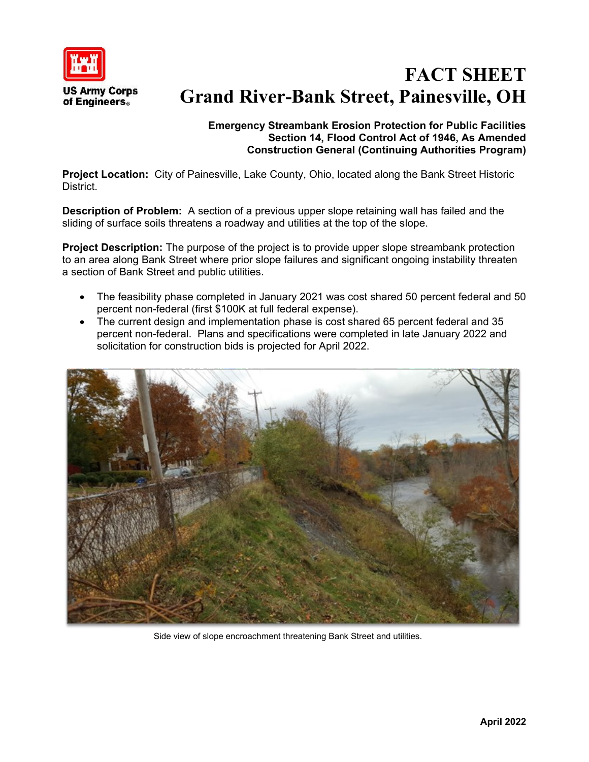US Army Corps of Engineers

# FACT SHEET
# Grand River-Bank Street, Painesville, OH

**Emergency Streambank Erosion Protection for Public Facilities**
**Section 14, Flood Control Act of 1946, As Amended**
**Construction General (Continuing Authorities Program)**

**Project Location:** City of Painesville, Lake County, Ohio, located along the Bank Street Historic District.

**Description of Problem:** A section of a previous upper slope retaining wall has failed and the sliding of surface soils threatens a roadway and utilities at the top of the slope.

**Project Description:** The purpose of the project is to provide upper slope streambank protection to an area along Bank Street where prior slope failures and significant ongoing instability threaten a section of Bank Street and public utilities.

- The feasibility phase completed in January 2021 was cost shared 50 percent federal and 50 percent non-federal (first $100K at full federal expense).
- The current design and implementation phase is cost shared 65 percent federal and 35 percent non-federal. Plans and specifications were completed in late January 2022 and solicitation for construction bids is projected for April 2022.

Side view of slope encroachment threatening Bank Street and utilities.

**April 2022**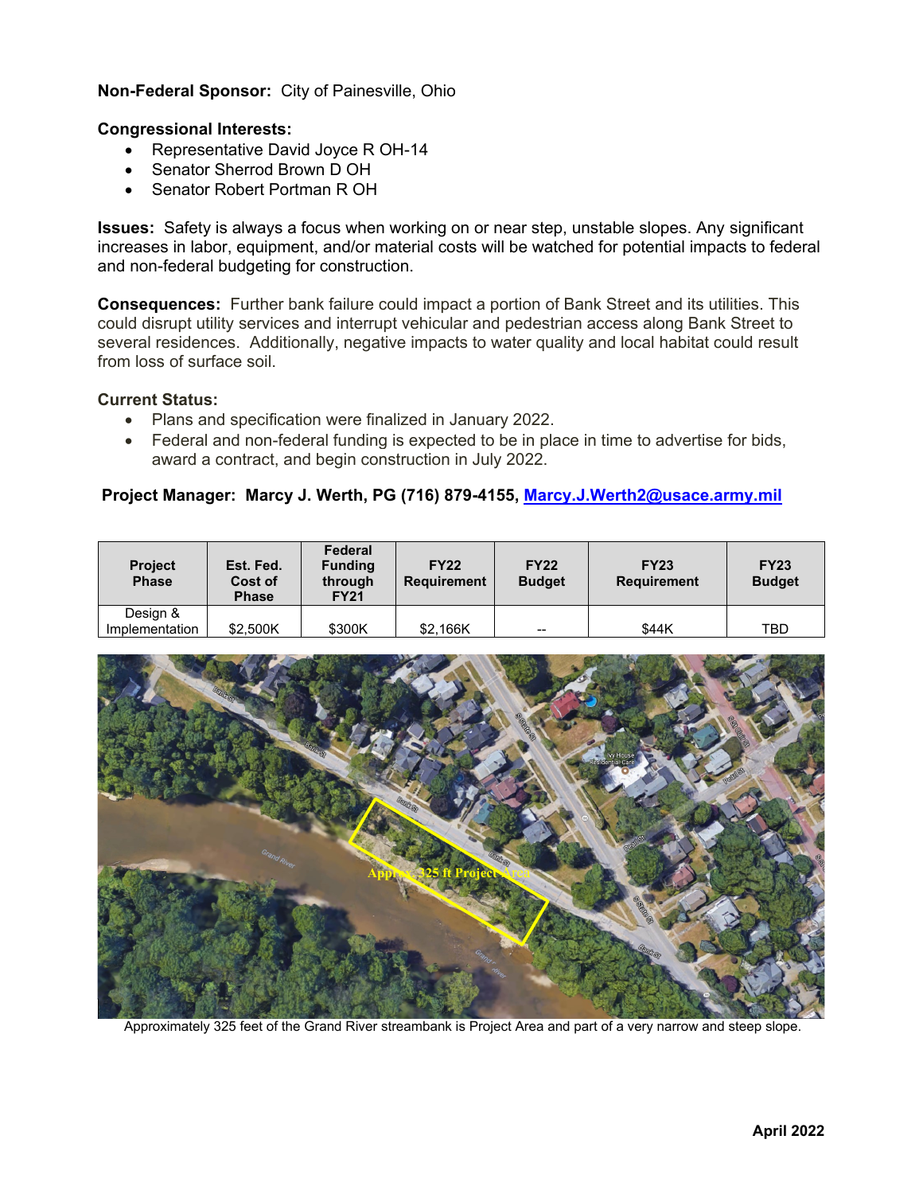**Non-Federal Sponsor:** City of Painesville, Ohio

**Congressional Interests:**

- Representative David Joyce R OH-14
- Senator Sherrod Brown D OH
- Senator Robert Portman R OH

**Issues:** Safety is always a focus when working on or near step, unstable slopes. Any significant increases in labor, equipment, and/or material costs will be watched for potential impacts to federal and non-federal budgeting for construction.

**Consequences:** Further bank failure could impact a portion of Bank Street and its utilities. This could disrupt utility services and interrupt vehicular and pedestrian access along Bank Street to several residences. Additionally, negative impacts to water quality and local habitat could result from loss of surface soil.

**Current Status:**

- Plans and specification were finalized in January 2022.
- Federal and non-federal funding is expected to be in place in time to advertise for bids, award a contract, and begin construction in July 2022.

**Project Manager: Marcy J. Werth, PG (716) 879-4155, [Marcy.J.Werth2@usace.army.mil](mailto:Marcy.J.Werth2@usace.army.mil)**

| Project Phase | Est. Fed. Cost of Phase | Federal Funding through FY21 | FY22 Requirement | FY22 Budget | FY23 Requirement | FY23 Budget |
|---|---|---|---|---|---|---|
| Design & Implementation | $2,500K | $300K | $2,166K | -- | $44K | TBD |

Approximately 325 feet of the Grand River streambank is Project Area and part of a very narrow and steep slope.

**April 2022**